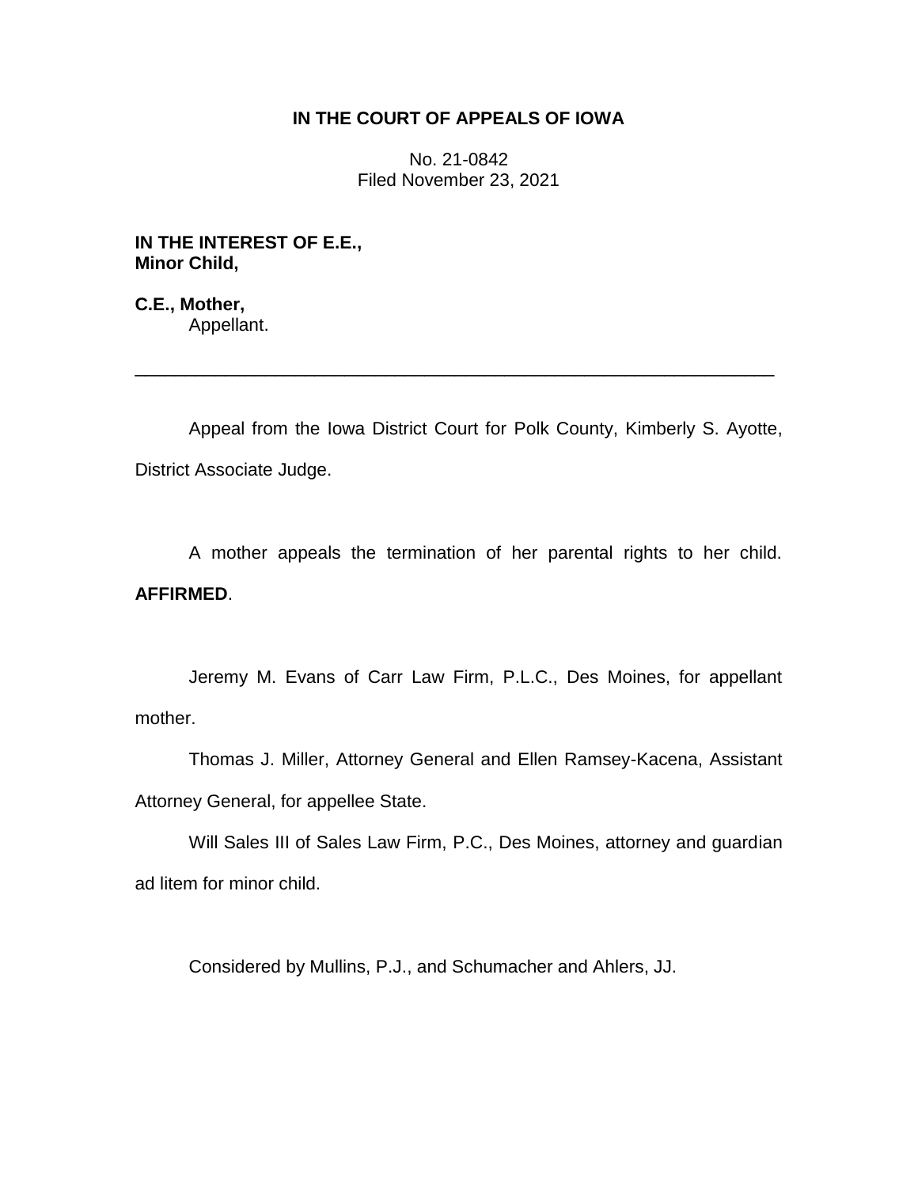**IN THE COURT OF APPEALS OF IOWA**

No. 21-0842
Filed November 23, 2021

**IN THE INTEREST OF E.E.,**
**Minor Child,**

**C.E., Mother,**
Appellant.

---

Appeal from the Iowa District Court for Polk County, Kimberly S. Ayotte, District Associate Judge.

A mother appeals the termination of her parental rights to her child. **AFFIRMED**.

Jeremy M. Evans of Carr Law Firm, P.L.C., Des Moines, for appellant mother.

Thomas J. Miller, Attorney General and Ellen Ramsey-Kacena, Assistant Attorney General, for appellee State.

Will Sales III of Sales Law Firm, P.C., Des Moines, attorney and guardian ad litem for minor child.

Considered by Mullins, P.J., and Schumacher and Ahlers, JJ.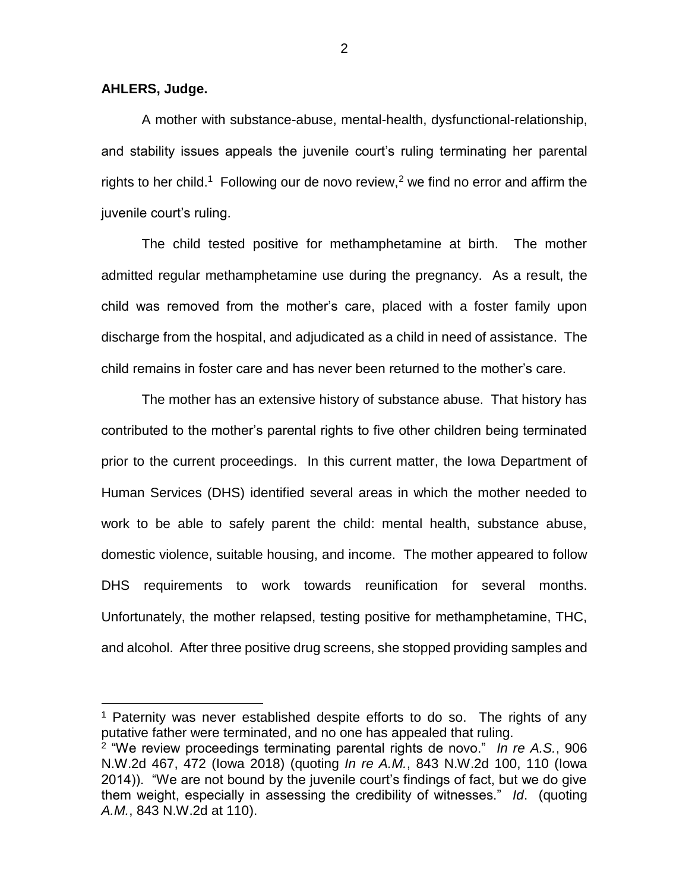**AHLERS, Judge.**

A mother with substance-abuse, mental-health, dysfunctional-relationship, and stability issues appeals the juvenile court's ruling terminating her parental rights to her child.[1] Following our de novo review,[2] we find no error and affirm the juvenile court's ruling.

The child tested positive for methamphetamine at birth. The mother admitted regular methamphetamine use during the pregnancy. As a result, the child was removed from the mother's care, placed with a foster family upon discharge from the hospital, and adjudicated as a child in need of assistance. The child remains in foster care and has never been returned to the mother's care.

The mother has an extensive history of substance abuse. That history has contributed to the mother's parental rights to five other children being terminated prior to the current proceedings. In this current matter, the Iowa Department of Human Services (DHS) identified several areas in which the mother needed to work to be able to safely parent the child: mental health, substance abuse, domestic violence, suitable housing, and income. The mother appeared to follow DHS requirements to work towards reunification for several months. Unfortunately, the mother relapsed, testing positive for methamphetamine, THC, and alcohol. After three positive drug screens, she stopped providing samples and

---

[1] Paternity was never established despite efforts to do so. The rights of any putative father were terminated, and no one has appealed that ruling.

[2] "We review proceedings terminating parental rights de novo." *In re A.S.*, 906 N.W.2d 467, 472 (Iowa 2018) (quoting *In re A.M.*, 843 N.W.2d 100, 110 (Iowa 2014)). "We are not bound by the juvenile court's findings of fact, but we do give them weight, especially in assessing the credibility of witnesses." *Id*. (quoting *A.M.*, 843 N.W.2d at 110).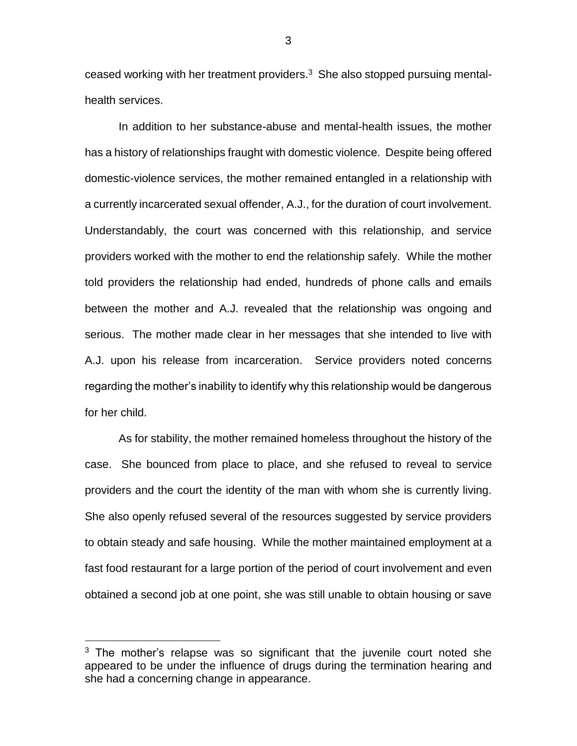ceased working with her treatment providers.[3] She also stopped pursuing mental-health services.

In addition to her substance-abuse and mental-health issues, the mother has a history of relationships fraught with domestic violence. Despite being offered domestic-violence services, the mother remained entangled in a relationship with a currently incarcerated sexual offender, A.J., for the duration of court involvement. Understandably, the court was concerned with this relationship, and service providers worked with the mother to end the relationship safely. While the mother told providers the relationship had ended, hundreds of phone calls and emails between the mother and A.J. revealed that the relationship was ongoing and serious. The mother made clear in her messages that she intended to live with A.J. upon his release from incarceration. Service providers noted concerns regarding the mother's inability to identify why this relationship would be dangerous for her child.

As for stability, the mother remained homeless throughout the history of the case. She bounced from place to place, and she refused to reveal to service providers and the court the identity of the man with whom she is currently living. She also openly refused several of the resources suggested by service providers to obtain steady and safe housing. While the mother maintained employment at a fast food restaurant for a large portion of the period of court involvement and even obtained a second job at one point, she was still unable to obtain housing or save

[3] The mother's relapse was so significant that the juvenile court noted she appeared to be under the influence of drugs during the termination hearing and she had a concerning change in appearance.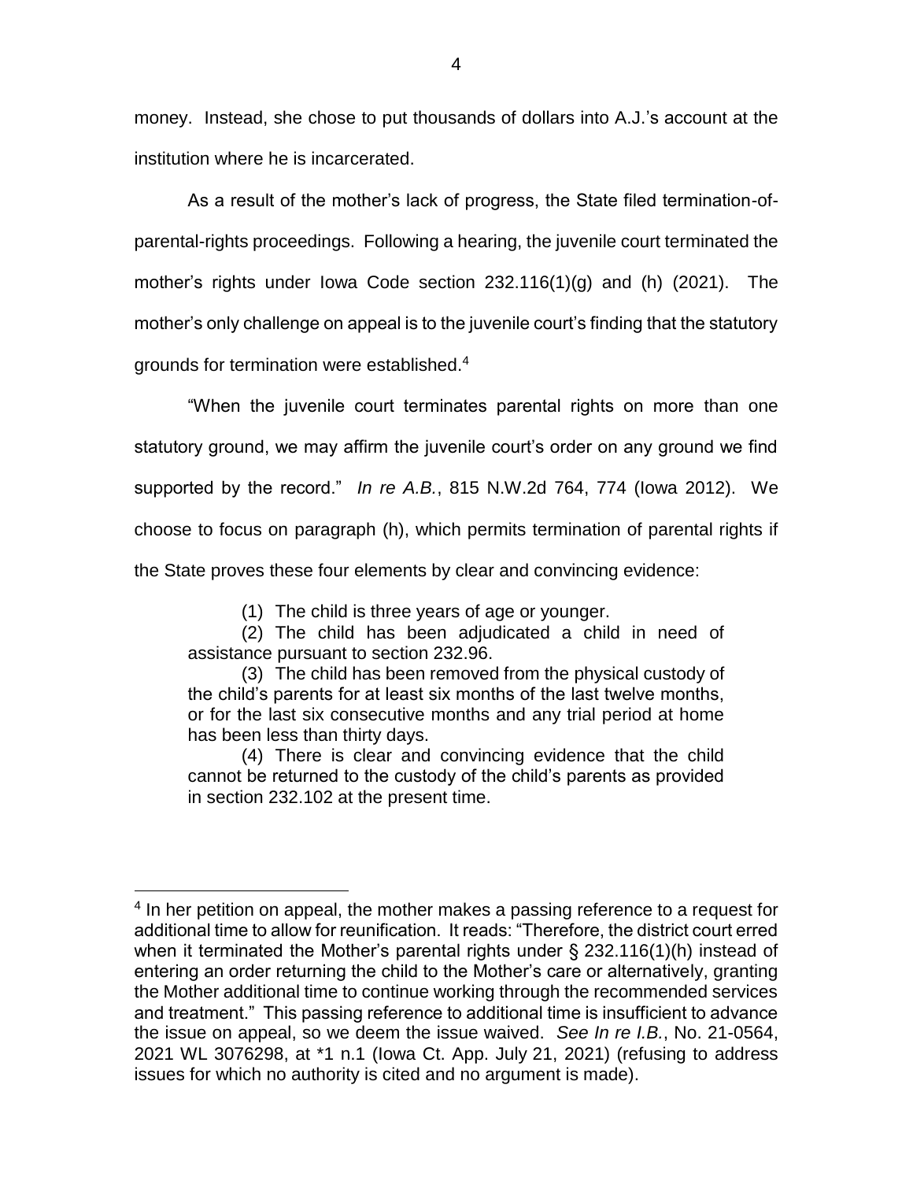money. Instead, she chose to put thousands of dollars into A.J.'s account at the institution where he is incarcerated.

As a result of the mother's lack of progress, the State filed termination-of-parental-rights proceedings. Following a hearing, the juvenile court terminated the mother's rights under Iowa Code section 232.116(1)(g) and (h) (2021). The mother's only challenge on appeal is to the juvenile court's finding that the statutory grounds for termination were established.[4]

"When the juvenile court terminates parental rights on more than one statutory ground, we may affirm the juvenile court's order on any ground we find supported by the record." *In re A.B.*, 815 N.W.2d 764, 774 (Iowa 2012). We choose to focus on paragraph (h), which permits termination of parental rights if the State proves these four elements by clear and convincing evidence:

> (1) The child is three years of age or younger.
>
> (2) The child has been adjudicated a child in need of assistance pursuant to section 232.96.
>
> (3) The child has been removed from the physical custody of the child's parents for at least six months of the last twelve months, or for the last six consecutive months and any trial period at home has been less than thirty days.
>
> (4) There is clear and convincing evidence that the child cannot be returned to the custody of the child's parents as provided in section 232.102 at the present time.

---

[4] In her petition on appeal, the mother makes a passing reference to a request for additional time to allow for reunification. It reads: "Therefore, the district court erred when it terminated the Mother's parental rights under § 232.116(1)(h) instead of entering an order returning the child to the Mother's care or alternatively, granting the Mother additional time to continue working through the recommended services and treatment." This passing reference to additional time is insufficient to advance the issue on appeal, so we deem the issue waived. *See In re I.B.*, No. 21-0564, 2021 WL 3076298, at *1 n.1 (Iowa Ct. App. July 21, 2021) (refusing to address issues for which no authority is cited and no argument is made).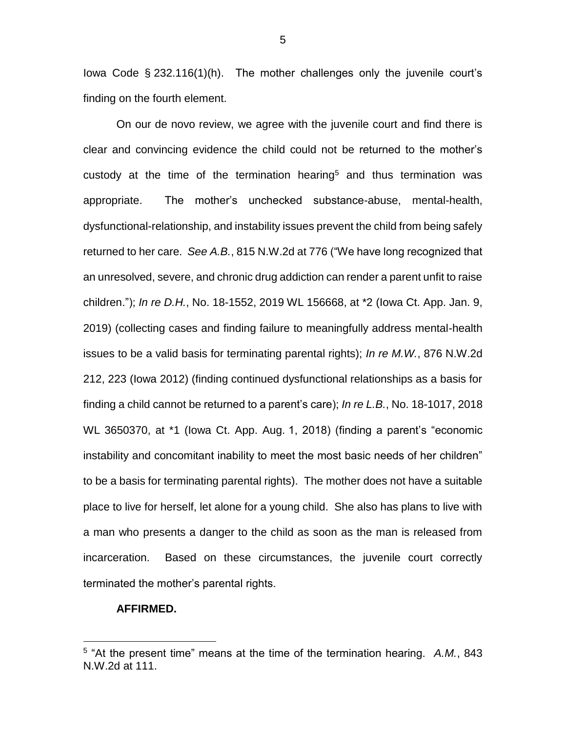Iowa Code § 232.116(1)(h). The mother challenges only the juvenile court's finding on the fourth element.

On our de novo review, we agree with the juvenile court and find there is clear and convincing evidence the child could not be returned to the mother's custody at the time of the termination hearing[5] and thus termination was appropriate. The mother's unchecked substance-abuse, mental-health, dysfunctional-relationship, and instability issues prevent the child from being safely returned to her care. *See A.B.*, 815 N.W.2d at 776 ("We have long recognized that an unresolved, severe, and chronic drug addiction can render a parent unfit to raise children."); *In re D.H.*, No. 18-1552, 2019 WL 156668, at *2 (Iowa Ct. App. Jan. 9, 2019) (collecting cases and finding failure to meaningfully address mental-health issues to be a valid basis for terminating parental rights); *In re M.W.*, 876 N.W.2d 212, 223 (Iowa 2012) (finding continued dysfunctional relationships as a basis for finding a child cannot be returned to a parent's care); *In re L.B.*, No. 18-1017, 2018 WL 3650370, at *1 (Iowa Ct. App. Aug. 1, 2018) (finding a parent's "economic instability and concomitant inability to meet the most basic needs of her children" to be a basis for terminating parental rights). The mother does not have a suitable place to live for herself, let alone for a young child. She also has plans to live with a man who presents a danger to the child as soon as the man is released from incarceration. Based on these circumstances, the juvenile court correctly terminated the mother's parental rights.

**AFFIRMED.**

[5] "At the present time" means at the time of the termination hearing. *A.M.*, 843 N.W.2d at 111.